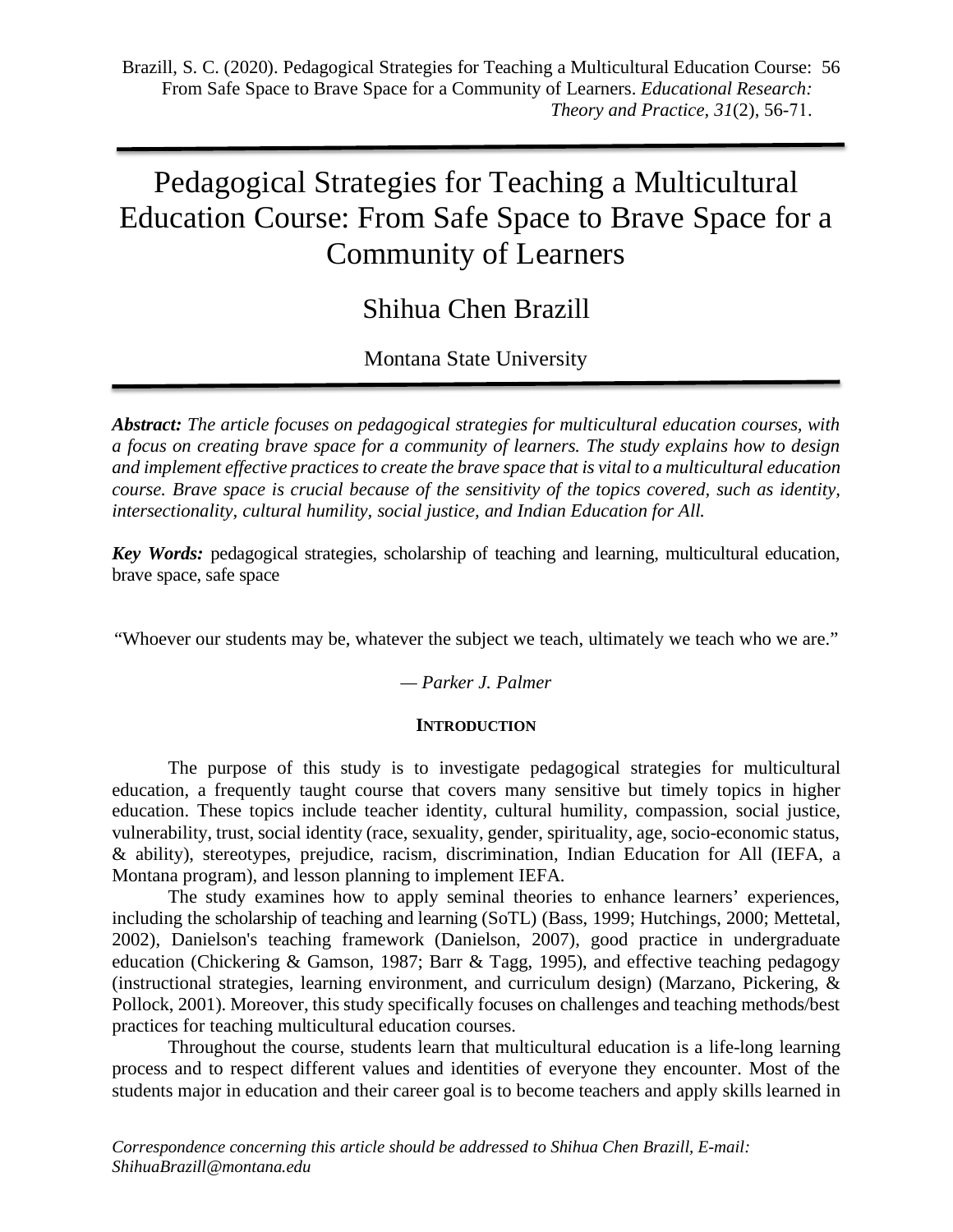# Pedagogical Strategies for Teaching a Multicultural Education Course: From Safe Space to Brave Space for a Community of Learners

Shihua Chen Brazill

Montana State University

***Abstract:*** *The article focuses on pedagogical strategies for multicultural education courses, with a focus on creating brave space for a community of learners. The study explains how to design and implement effective practices to create the brave space that is vital to a multicultural education course. Brave space is crucial because of the sensitivity of the topics covered, such as identity, intersectionality, cultural humility, social justice, and Indian Education for All.*

***Key Words:*** pedagogical strategies, scholarship of teaching and learning, multicultural education, brave space, safe space

"Whoever our students may be, whatever the subject we teach, ultimately we teach who we are."

*— Parker J. Palmer*

## INTRODUCTION

The purpose of this study is to investigate pedagogical strategies for multicultural education, a frequently taught course that covers many sensitive but timely topics in higher education. These topics include teacher identity, cultural humility, compassion, social justice, vulnerability, trust, social identity (race, sexuality, gender, spirituality, age, socio-economic status, & ability), stereotypes, prejudice, racism, discrimination, Indian Education for All (IEFA, a Montana program), and lesson planning to implement IEFA.

The study examines how to apply seminal theories to enhance learners' experiences, including the scholarship of teaching and learning (SoTL) (Bass, 1999; Hutchings, 2000; Mettetal, 2002), Danielson's teaching framework (Danielson, 2007), good practice in undergraduate education (Chickering & Gamson, 1987; Barr & Tagg, 1995), and effective teaching pedagogy (instructional strategies, learning environment, and curriculum design) (Marzano, Pickering, & Pollock, 2001). Moreover, this study specifically focuses on challenges and teaching methods/best practices for teaching multicultural education courses.

Throughout the course, students learn that multicultural education is a life-long learning process and to respect different values and identities of everyone they encounter. Most of the students major in education and their career goal is to become teachers and apply skills learned in

*Correspondence concerning this article should be addressed to Shihua Chen Brazill, E-mail: ShihuaBrazill@montana.edu*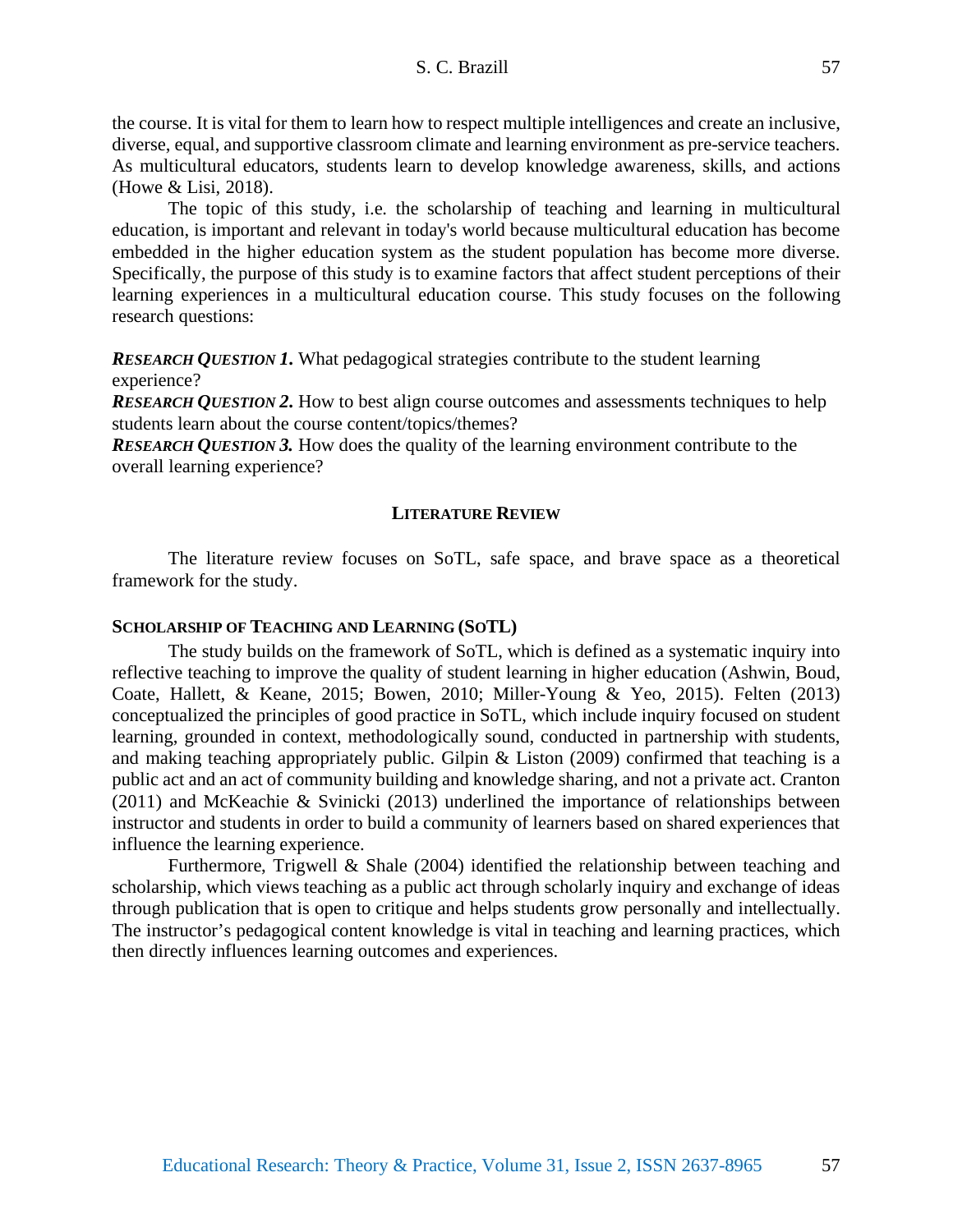the course. It is vital for them to learn how to respect multiple intelligences and create an inclusive, diverse, equal, and supportive classroom climate and learning environment as pre-service teachers. As multicultural educators, students learn to develop knowledge awareness, skills, and actions (Howe & Lisi, 2018).

The topic of this study, i.e. the scholarship of teaching and learning in multicultural education, is important and relevant in today's world because multicultural education has become embedded in the higher education system as the student population has become more diverse. Specifically, the purpose of this study is to examine factors that affect student perceptions of their learning experiences in a multicultural education course. This study focuses on the following research questions:

***RESEARCH QUESTION 1.*** What pedagogical strategies contribute to the student learning experience?
***RESEARCH QUESTION 2.*** How to best align course outcomes and assessments techniques to help students learn about the course content/topics/themes?
***RESEARCH QUESTION 3.*** How does the quality of the learning environment contribute to the overall learning experience?

## LITERATURE REVIEW

The literature review focuses on SoTL, safe space, and brave space as a theoretical framework for the study.

### SCHOLARSHIP OF TEACHING AND LEARNING (SOTL)

The study builds on the framework of SoTL, which is defined as a systematic inquiry into reflective teaching to improve the quality of student learning in higher education (Ashwin, Boud, Coate, Hallett, & Keane, 2015; Bowen, 2010; Miller-Young & Yeo, 2015). Felten (2013) conceptualized the principles of good practice in SoTL, which include inquiry focused on student learning, grounded in context, methodologically sound, conducted in partnership with students, and making teaching appropriately public. Gilpin & Liston (2009) confirmed that teaching is a public act and an act of community building and knowledge sharing, and not a private act. Cranton (2011) and McKeachie & Svinicki (2013) underlined the importance of relationships between instructor and students in order to build a community of learners based on shared experiences that influence the learning experience.

Furthermore, Trigwell & Shale (2004) identified the relationship between teaching and scholarship, which views teaching as a public act through scholarly inquiry and exchange of ideas through publication that is open to critique and helps students grow personally and intellectually. The instructor's pedagogical content knowledge is vital in teaching and learning practices, which then directly influences learning outcomes and experiences.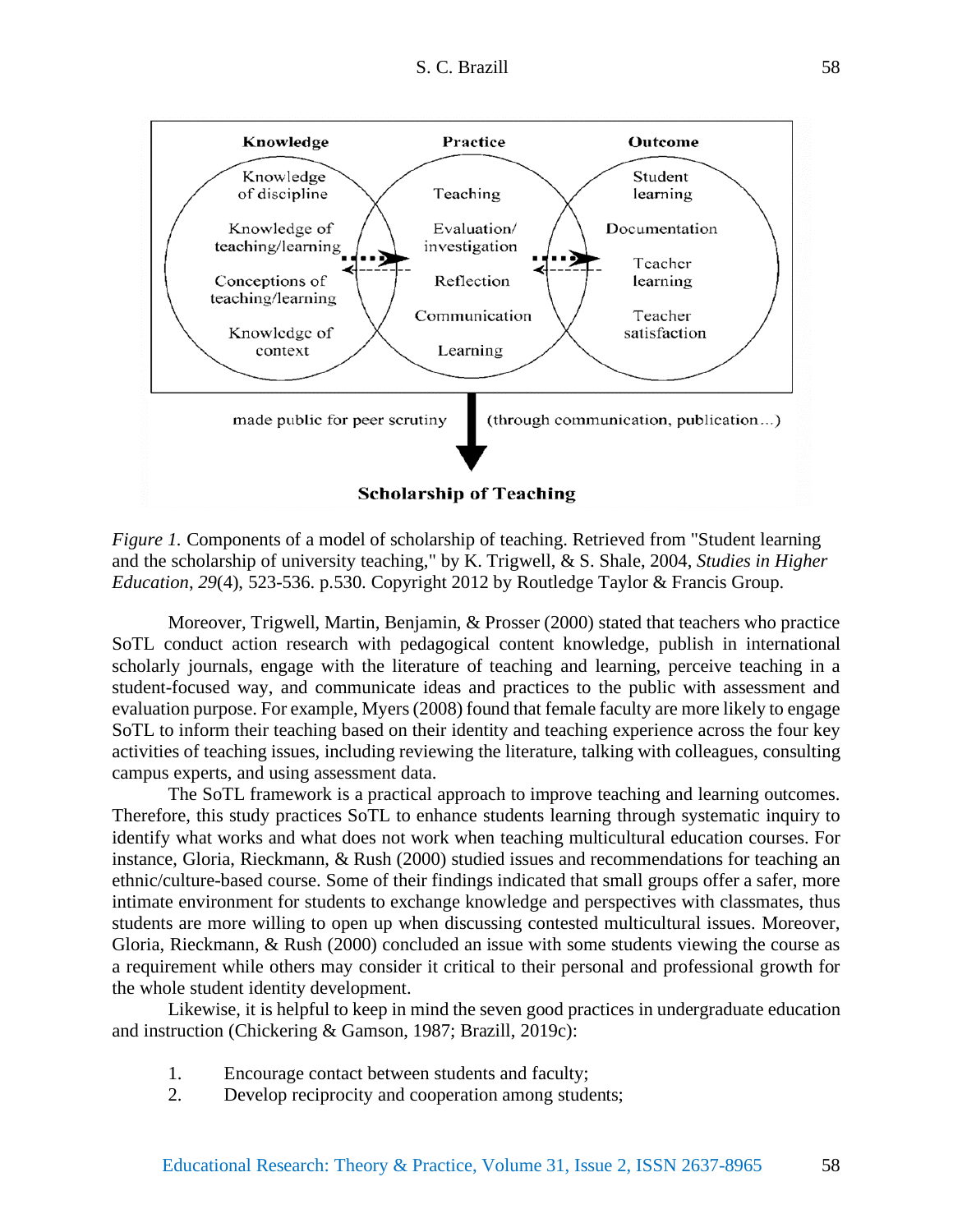Knowledge | Practice | Outcome

Knowledge of discipline; Knowledge of teaching/learning; Conceptions of teaching/learning; Knowledge of context

Teaching; Evaluation/investigation; Reflection; Communication; Learning

Student learning; Documentation; Teacher learning; Teacher satisfaction

made public for peer scrutiny (through communication, publication…)

**Scholarship of Teaching**

*Figure 1.* Components of a model of scholarship of teaching. Retrieved from "Student learning and the scholarship of university teaching," by K. Trigwell, & S. Shale, 2004, *Studies in Higher Education*, *29*(4), 523-536. p.530. Copyright 2012 by Routledge Taylor & Francis Group.

Moreover, Trigwell, Martin, Benjamin, & Prosser (2000) stated that teachers who practice SoTL conduct action research with pedagogical content knowledge, publish in international scholarly journals, engage with the literature of teaching and learning, perceive teaching in a student-focused way, and communicate ideas and practices to the public with assessment and evaluation purpose. For example, Myers (2008) found that female faculty are more likely to engage SoTL to inform their teaching based on their identity and teaching experience across the four key activities of teaching issues, including reviewing the literature, talking with colleagues, consulting campus experts, and using assessment data.

The SoTL framework is a practical approach to improve teaching and learning outcomes. Therefore, this study practices SoTL to enhance students learning through systematic inquiry to identify what works and what does not work when teaching multicultural education courses. For instance, Gloria, Rieckmann, & Rush (2000) studied issues and recommendations for teaching an ethnic/culture-based course. Some of their findings indicated that small groups offer a safer, more intimate environment for students to exchange knowledge and perspectives with classmates, thus students are more willing to open up when discussing contested multicultural issues. Moreover, Gloria, Rieckmann, & Rush (2000) concluded an issue with some students viewing the course as a requirement while others may consider it critical to their personal and professional growth for the whole student identity development.

Likewise, it is helpful to keep in mind the seven good practices in undergraduate education and instruction (Chickering & Gamson, 1987; Brazill, 2019c):

1. Encourage contact between students and faculty;
2. Develop reciprocity and cooperation among students;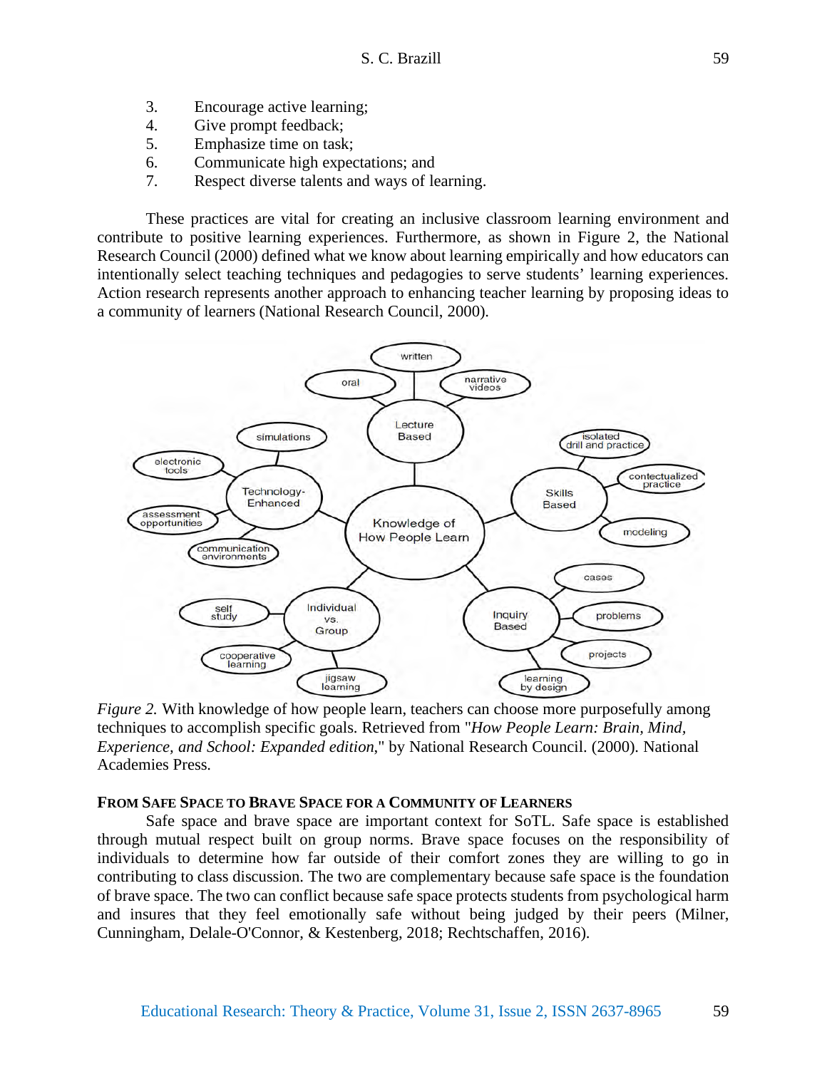3. Encourage active learning;
4. Give prompt feedback;
5. Emphasize time on task;
6. Communicate high expectations; and
7. Respect diverse talents and ways of learning.

These practices are vital for creating an inclusive classroom learning environment and contribute to positive learning experiences. Furthermore, as shown in Figure 2, the National Research Council (2000) defined what we know about learning empirically and how educators can intentionally select teaching techniques and pedagogies to serve students' learning experiences. Action research represents another approach to enhancing teacher learning by proposing ideas to a community of learners (National Research Council, 2000).

*Figure 2.* With knowledge of how people learn, teachers can choose more purposefully among techniques to accomplish specific goals. Retrieved from "*How People Learn: Brain, Mind, Experience, and School: Expanded edition*," by National Research Council. (2000). National Academies Press.

### From Safe Space to Brave Space for a Community of Learners

Safe space and brave space are important context for SoTL. Safe space is established through mutual respect built on group norms. Brave space focuses on the responsibility of individuals to determine how far outside of their comfort zones they are willing to go in contributing to class discussion. The two are complementary because safe space is the foundation of brave space. The two can conflict because safe space protects students from psychological harm and insures that they feel emotionally safe without being judged by their peers (Milner, Cunningham, Delale-O'Connor, & Kestenberg, 2018; Rechtschaffen, 2016).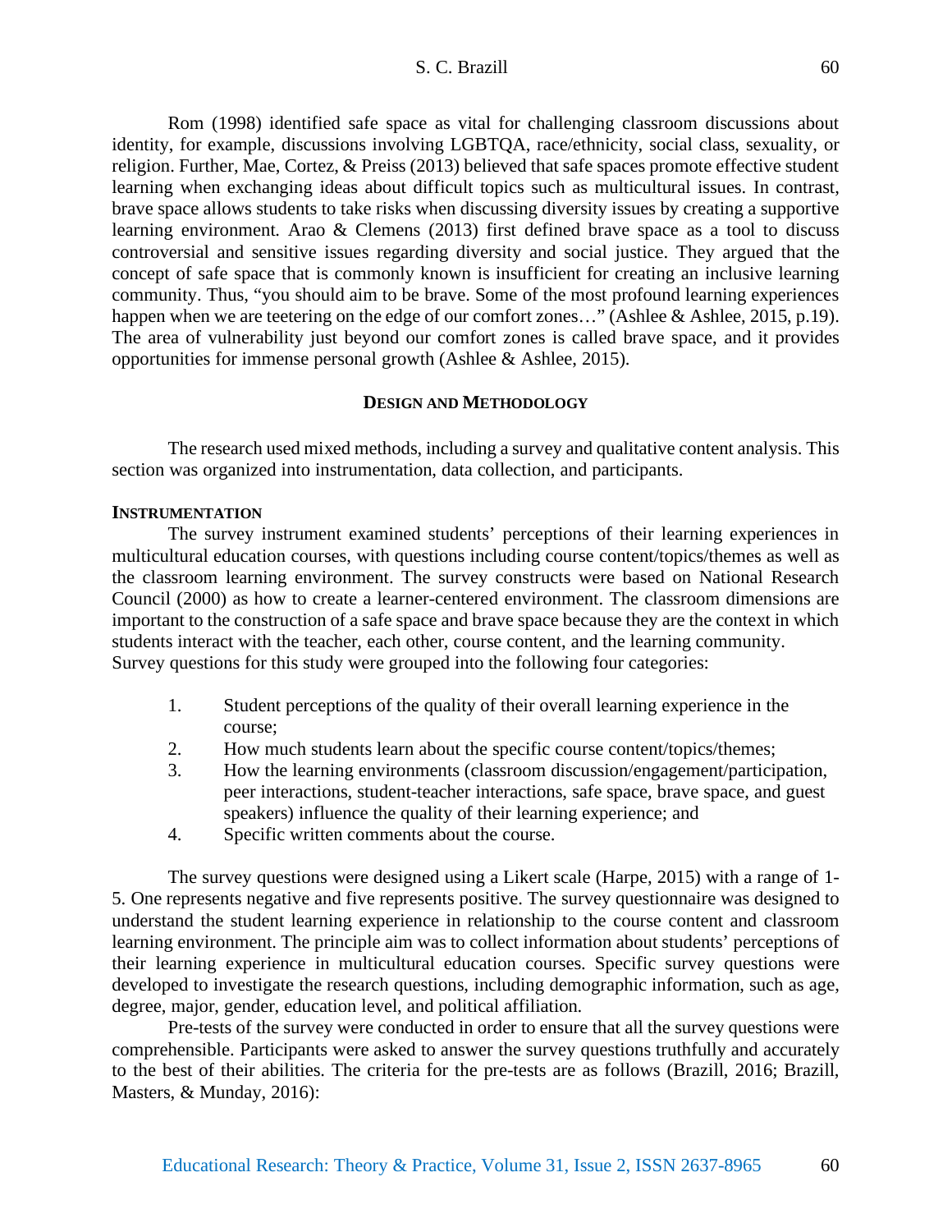Rom (1998) identified safe space as vital for challenging classroom discussions about identity, for example, discussions involving LGBTQA, race/ethnicity, social class, sexuality, or religion. Further, Mae, Cortez, & Preiss (2013) believed that safe spaces promote effective student learning when exchanging ideas about difficult topics such as multicultural issues. In contrast, brave space allows students to take risks when discussing diversity issues by creating a supportive learning environment. Arao & Clemens (2013) first defined brave space as a tool to discuss controversial and sensitive issues regarding diversity and social justice. They argued that the concept of safe space that is commonly known is insufficient for creating an inclusive learning community. Thus, "you should aim to be brave. Some of the most profound learning experiences happen when we are teetering on the edge of our comfort zones…" (Ashlee & Ashlee, 2015, p.19). The area of vulnerability just beyond our comfort zones is called brave space, and it provides opportunities for immense personal growth (Ashlee & Ashlee, 2015).

## DESIGN AND METHODOLOGY

The research used mixed methods, including a survey and qualitative content analysis. This section was organized into instrumentation, data collection, and participants.

### INSTRUMENTATION

The survey instrument examined students' perceptions of their learning experiences in multicultural education courses, with questions including course content/topics/themes as well as the classroom learning environment. The survey constructs were based on National Research Council (2000) as how to create a learner-centered environment. The classroom dimensions are important to the construction of a safe space and brave space because they are the context in which students interact with the teacher, each other, course content, and the learning community.
Survey questions for this study were grouped into the following four categories:

1. Student perceptions of the quality of their overall learning experience in the course;
2. How much students learn about the specific course content/topics/themes;
3. How the learning environments (classroom discussion/engagement/participation, peer interactions, student-teacher interactions, safe space, brave space, and guest speakers) influence the quality of their learning experience; and
4. Specific written comments about the course.

The survey questions were designed using a Likert scale (Harpe, 2015) with a range of 1-5. One represents negative and five represents positive. The survey questionnaire was designed to understand the student learning experience in relationship to the course content and classroom learning environment. The principle aim was to collect information about students' perceptions of their learning experience in multicultural education courses. Specific survey questions were developed to investigate the research questions, including demographic information, such as age, degree, major, gender, education level, and political affiliation.

Pre-tests of the survey were conducted in order to ensure that all the survey questions were comprehensible. Participants were asked to answer the survey questions truthfully and accurately to the best of their abilities. The criteria for the pre-tests are as follows (Brazill, 2016; Brazill, Masters, & Munday, 2016):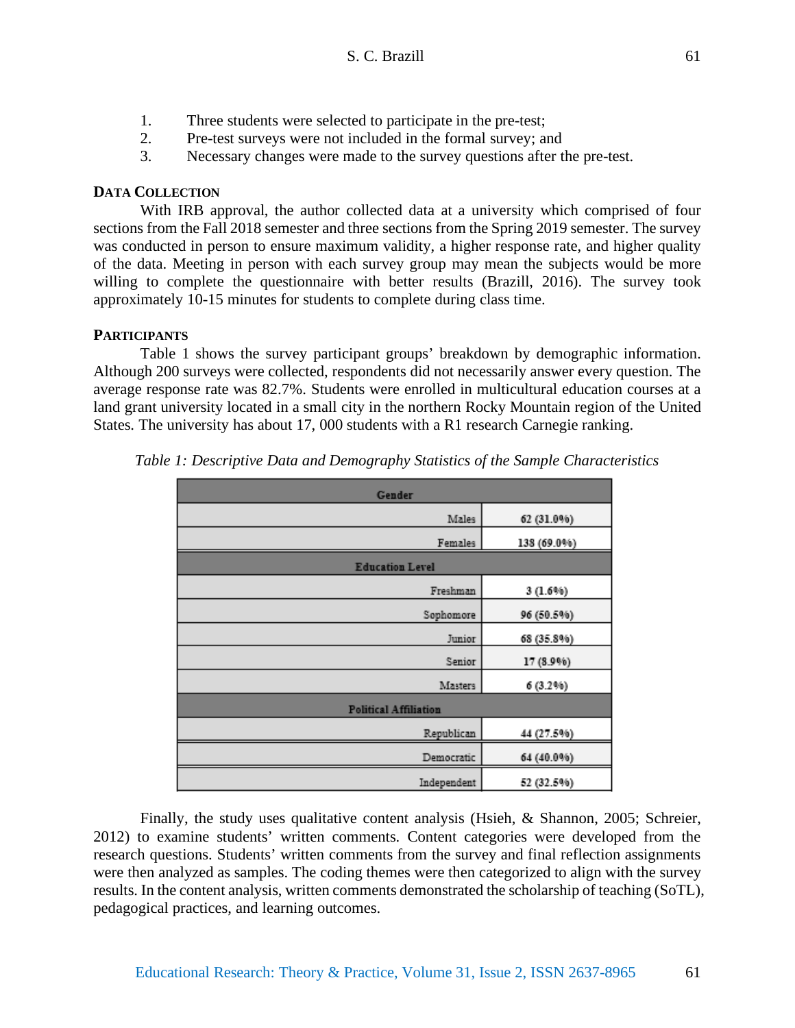1. Three students were selected to participate in the pre-test;
2. Pre-test surveys were not included in the formal survey; and
3. Necessary changes were made to the survey questions after the pre-test.

## DATA COLLECTION

With IRB approval, the author collected data at a university which comprised of four sections from the Fall 2018 semester and three sections from the Spring 2019 semester. The survey was conducted in person to ensure maximum validity, a higher response rate, and higher quality of the data. Meeting in person with each survey group may mean the subjects would be more willing to complete the questionnaire with better results (Brazill, 2016). The survey took approximately 10-15 minutes for students to complete during class time.

## PARTICIPANTS

Table 1 shows the survey participant groups' breakdown by demographic information. Although 200 surveys were collected, respondents did not necessarily answer every question. The average response rate was 82.7%. Students were enrolled in multicultural education courses at a land grant university located in a small city in the northern Rocky Mountain region of the United States. The university has about 17, 000 students with a R1 research Carnegie ranking.

*Table 1: Descriptive Data and Demography Statistics of the Sample Characteristics*

| Gender | |
|---|---|
| Males | 62 (31.0%) |
| Females | 138 (69.0%) |
| **Education Level** | |
| Freshman | 3 (1.6%) |
| Sophomore | 96 (50.5%) |
| Junior | 68 (35.8%) |
| Senior | 17 (8.9%) |
| Masters | 6 (3.2%) |
| **Political Affiliation** | |
| Republican | 44 (27.5%) |
| Democratic | 64 (40.0%) |
| Independent | 52 (32.5%) |

Finally, the study uses qualitative content analysis (Hsieh, & Shannon, 2005; Schreier, 2012) to examine students' written comments. Content categories were developed from the research questions. Students' written comments from the survey and final reflection assignments were then analyzed as samples. The coding themes were then categorized to align with the survey results. In the content analysis, written comments demonstrated the scholarship of teaching (SoTL), pedagogical practices, and learning outcomes.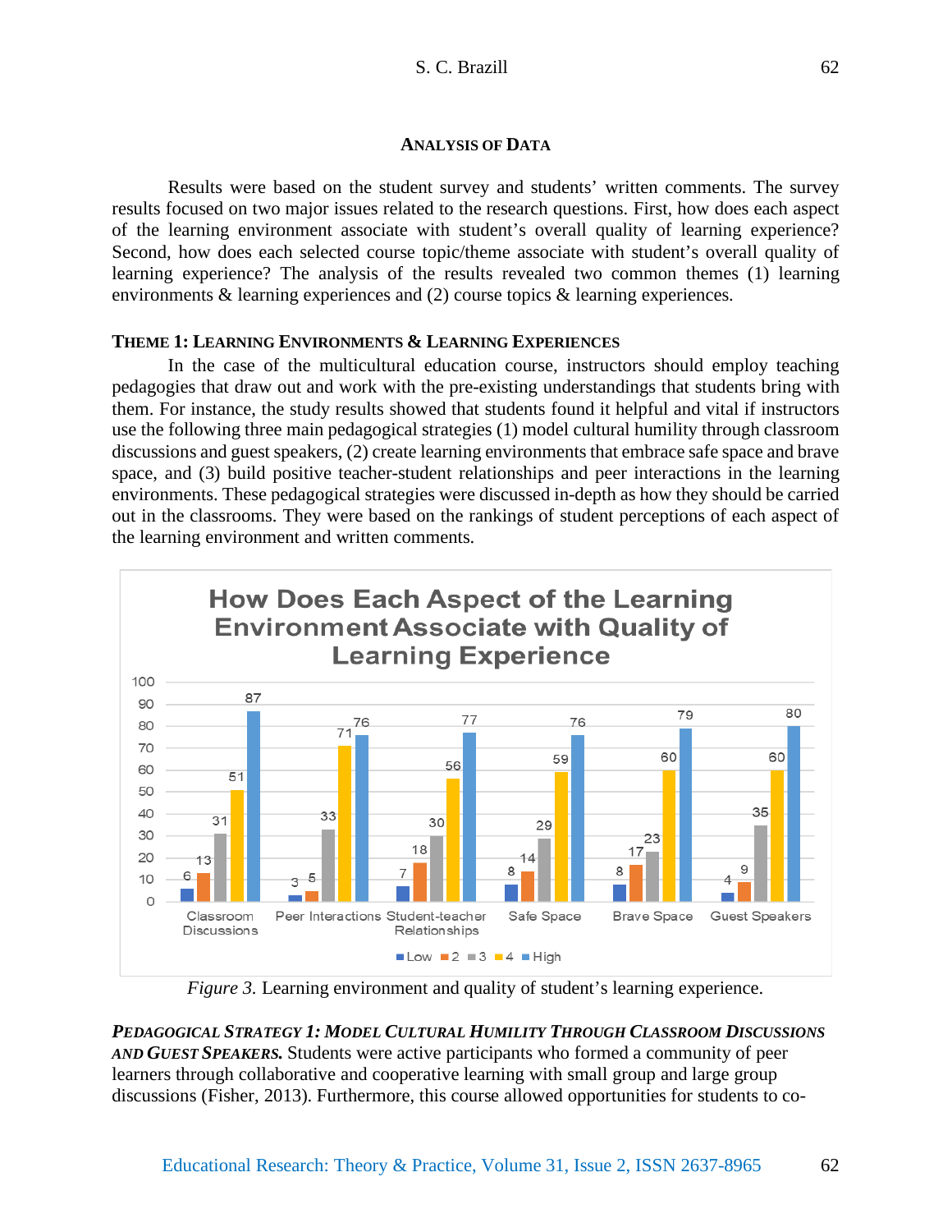## Analysis of Data

Results were based on the student survey and students' written comments. The survey results focused on two major issues related to the research questions. First, how does each aspect of the learning environment associate with student's overall quality of learning experience? Second, how does each selected course topic/theme associate with student's overall quality of learning experience? The analysis of the results revealed two common themes (1) learning environments & learning experiences and (2) course topics & learning experiences.

### Theme 1: Learning Environments & Learning Experiences

In the case of the multicultural education course, instructors should employ teaching pedagogies that draw out and work with the pre-existing understandings that students bring with them. For instance, the study results showed that students found it helpful and vital if instructors use the following three main pedagogical strategies (1) model cultural humility through classroom discussions and guest speakers, (2) create learning environments that embrace safe space and brave space, and (3) build positive teacher-student relationships and peer interactions in the learning environments. These pedagogical strategies were discussed in-depth as how they should be carried out in the classrooms. They were based on the rankings of student perceptions of each aspect of the learning environment and written comments.

**How Does Each Aspect of the Learning Environment Associate with Quality of Learning Experience**

| | Low | 2 | 3 | 4 | High |
|---|---|---|---|---|---|
| Classroom Discussions | 6 | 13 | 31 | 51 | 87 |
| Peer Interactions | 3 | 5 | 33 | 71 | 76 |
| Student-teacher Relationships | 7 | 18 | 30 | 56 | 77 |
| Safe Space | 8 | 14 | 29 | 59 | 76 |
| Brave Space | 8 | 17 | 23 | 60 | 79 |
| Guest Speakers | 4 | 9 | 35 | 60 | 80 |

*Figure 3.* Learning environment and quality of student's learning experience.

***Pedagogical Strategy 1: Model Cultural Humility Through Classroom Discussions and Guest Speakers.*** Students were active participants who formed a community of peer learners through collaborative and cooperative learning with small group and large group discussions (Fisher, 2013). Furthermore, this course allowed opportunities for students to co-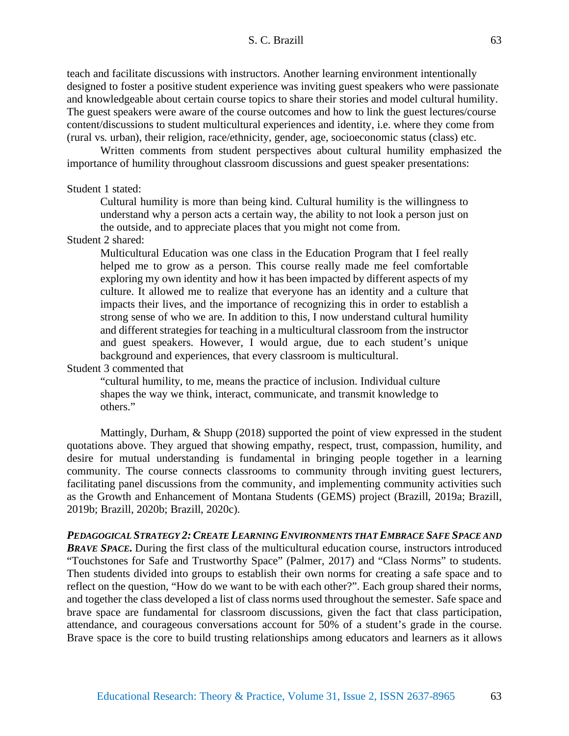teach and facilitate discussions with instructors. Another learning environment intentionally designed to foster a positive student experience was inviting guest speakers who were passionate and knowledgeable about certain course topics to share their stories and model cultural humility. The guest speakers were aware of the course outcomes and how to link the guest lectures/course content/discussions to student multicultural experiences and identity, i.e. where they come from (rural vs. urban), their religion, race/ethnicity, gender, age, socioeconomic status (class) etc.

Written comments from student perspectives about cultural humility emphasized the importance of humility throughout classroom discussions and guest speaker presentations:

Student 1 stated:

> Cultural humility is more than being kind. Cultural humility is the willingness to understand why a person acts a certain way, the ability to not look a person just on the outside, and to appreciate places that you might not come from.

Student 2 shared:

> Multicultural Education was one class in the Education Program that I feel really helped me to grow as a person. This course really made me feel comfortable exploring my own identity and how it has been impacted by different aspects of my culture. It allowed me to realize that everyone has an identity and a culture that impacts their lives, and the importance of recognizing this in order to establish a strong sense of who we are. In addition to this, I now understand cultural humility and different strategies for teaching in a multicultural classroom from the instructor and guest speakers. However, I would argue, due to each student's unique background and experiences, that every classroom is multicultural.

Student 3 commented that

> "cultural humility, to me, means the practice of inclusion. Individual culture shapes the way we think, interact, communicate, and transmit knowledge to others."

Mattingly, Durham, & Shupp (2018) supported the point of view expressed in the student quotations above. They argued that showing empathy, respect, trust, compassion, humility, and desire for mutual understanding is fundamental in bringing people together in a learning community. The course connects classrooms to community through inviting guest lecturers, facilitating panel discussions from the community, and implementing community activities such as the Growth and Enhancement of Montana Students (GEMS) project (Brazill, 2019a; Brazill, 2019b; Brazill, 2020b; Brazill, 2020c).

***Pedagogical Strategy 2: Create Learning Environments that Embrace Safe Space and Brave Space.*** During the first class of the multicultural education course, instructors introduced "Touchstones for Safe and Trustworthy Space" (Palmer, 2017) and "Class Norms" to students. Then students divided into groups to establish their own norms for creating a safe space and to reflect on the question, "How do we want to be with each other?". Each group shared their norms, and together the class developed a list of class norms used throughout the semester. Safe space and brave space are fundamental for classroom discussions, given the fact that class participation, attendance, and courageous conversations account for 50% of a student's grade in the course. Brave space is the core to build trusting relationships among educators and learners as it allows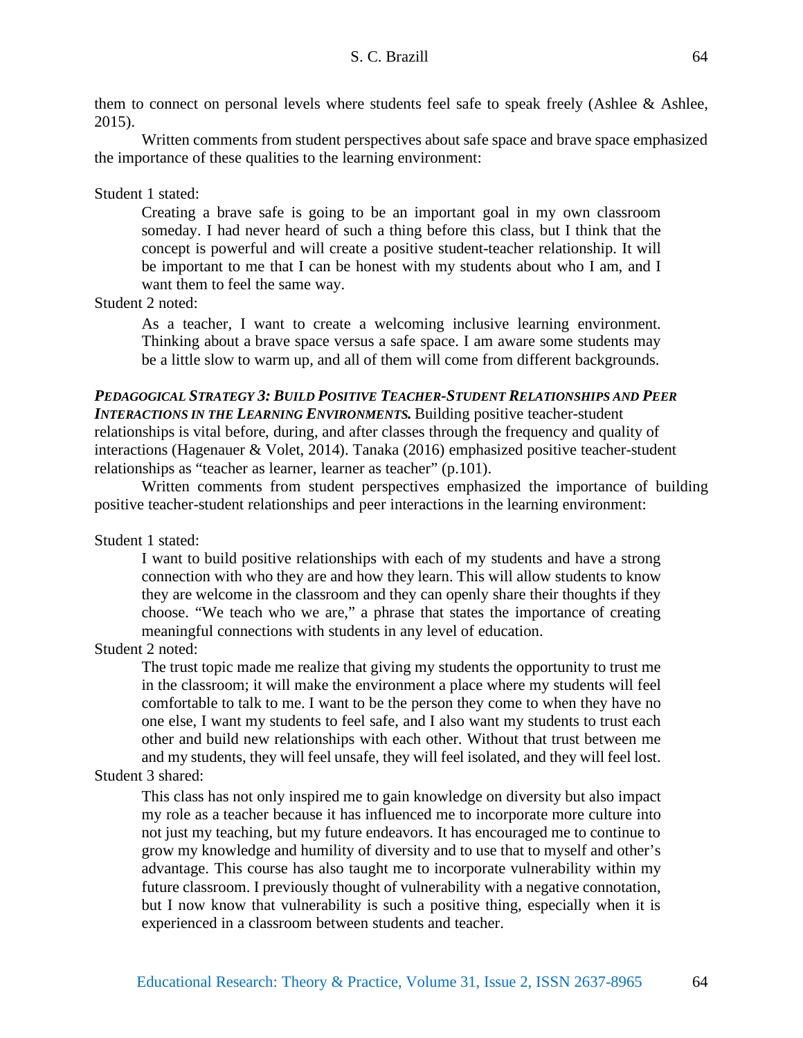them to connect on personal levels where students feel safe to speak freely (Ashlee & Ashlee, 2015).

Written comments from student perspectives about safe space and brave space emphasized the importance of these qualities to the learning environment:

Student 1 stated:

> Creating a brave safe is going to be an important goal in my own classroom someday. I had never heard of such a thing before this class, but I think that the concept is powerful and will create a positive student-teacher relationship. It will be important to me that I can be honest with my students about who I am, and I want them to feel the same way.

Student 2 noted:

> As a teacher, I want to create a welcoming inclusive learning environment. Thinking about a brave space versus a safe space. I am aware some students may be a little slow to warm up, and all of them will come from different backgrounds.

***PEDAGOGICAL STRATEGY 3: BUILD POSITIVE TEACHER-STUDENT RELATIONSHIPS AND PEER INTERACTIONS IN THE LEARNING ENVIRONMENTS.*** Building positive teacher-student relationships is vital before, during, and after classes through the frequency and quality of interactions (Hagenauer & Volet, 2014). Tanaka (2016) emphasized positive teacher-student relationships as "teacher as learner, learner as teacher" (p.101).

Written comments from student perspectives emphasized the importance of building positive teacher-student relationships and peer interactions in the learning environment:

Student 1 stated:

> I want to build positive relationships with each of my students and have a strong connection with who they are and how they learn. This will allow students to know they are welcome in the classroom and they can openly share their thoughts if they choose. "We teach who we are," a phrase that states the importance of creating meaningful connections with students in any level of education.

Student 2 noted:

> The trust topic made me realize that giving my students the opportunity to trust me in the classroom; it will make the environment a place where my students will feel comfortable to talk to me. I want to be the person they come to when they have no one else, I want my students to feel safe, and I also want my students to trust each other and build new relationships with each other. Without that trust between me and my students, they will feel unsafe, they will feel isolated, and they will feel lost.

Student 3 shared:

> This class has not only inspired me to gain knowledge on diversity but also impact my role as a teacher because it has influenced me to incorporate more culture into not just my teaching, but my future endeavors. It has encouraged me to continue to grow my knowledge and humility of diversity and to use that to myself and other's advantage. This course has also taught me to incorporate vulnerability within my future classroom. I previously thought of vulnerability with a negative connotation, but I now know that vulnerability is such a positive thing, especially when it is experienced in a classroom between students and teacher.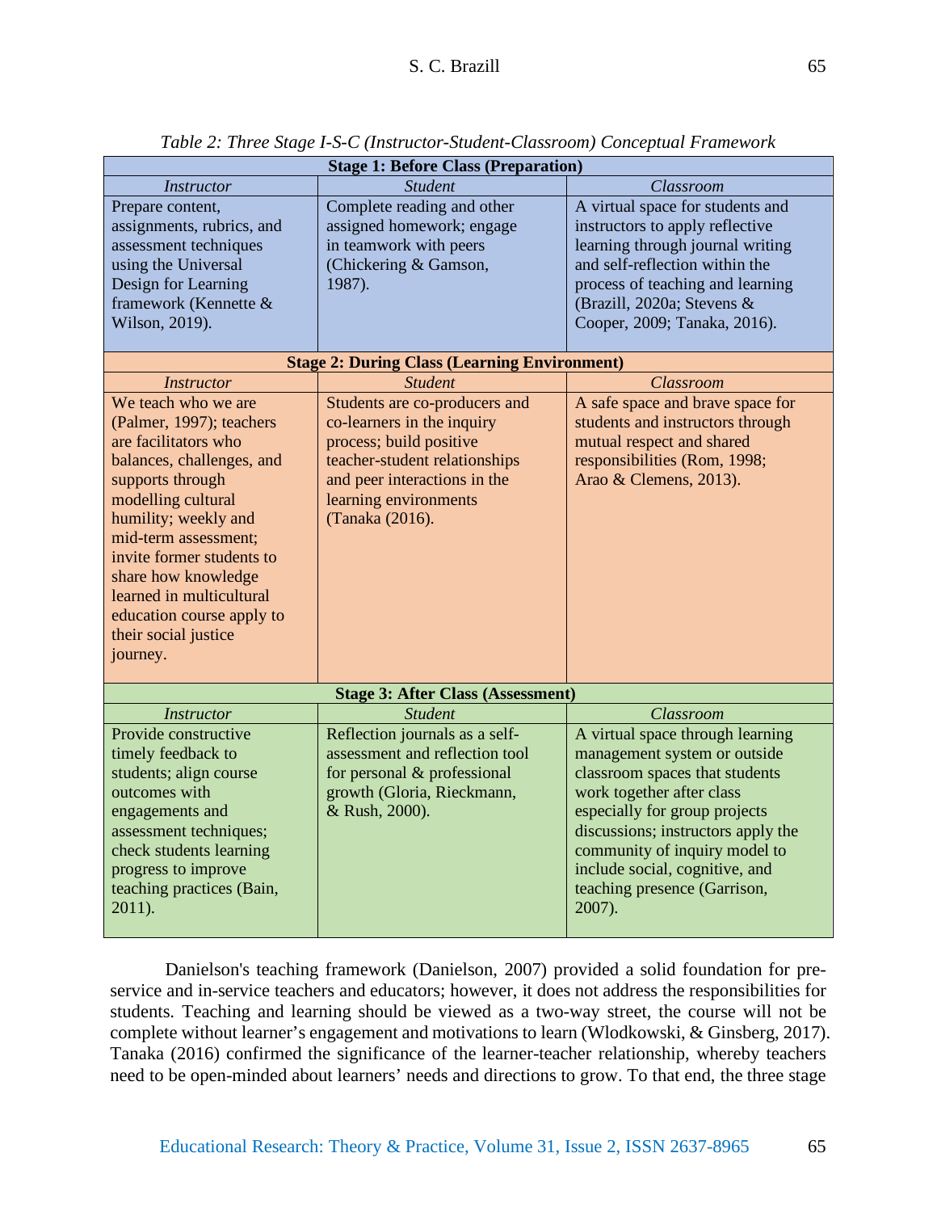*Table 2: Three Stage I-S-C (Instructor-Student-Classroom) Conceptual Framework*

| *Instructor* | *Student* | *Classroom* |
|---|---|---|
| **Stage 1: Before Class (Preparation)** | | |
| Prepare content, assignments, rubrics, and assessment techniques using the Universal Design for Learning framework (Kennette & Wilson, 2019). | Complete reading and other assigned homework; engage in teamwork with peers (Chickering & Gamson, 1987). | A virtual space for students and instructors to apply reflective learning through journal writing and self-reflection within the process of teaching and learning (Brazill, 2020a; Stevens & Cooper, 2009; Tanaka, 2016). |
| **Stage 2: During Class (Learning Environment)** | | |
| *Instructor* | *Student* | *Classroom* |
| We teach who we are (Palmer, 1997); teachers are facilitators who balances, challenges, and supports through modelling cultural humility; weekly and mid-term assessment; invite former students to share how knowledge learned in multicultural education course apply to their social justice journey. | Students are co-producers and co-learners in the inquiry process; build positive teacher-student relationships and peer interactions in the learning environments (Tanaka (2016). | A safe space and brave space for students and instructors through mutual respect and shared responsibilities (Rom, 1998; Arao & Clemens, 2013). |
| **Stage 3: After Class (Assessment)** | | |
| *Instructor* | *Student* | *Classroom* |
| Provide constructive timely feedback to students; align course outcomes with engagements and assessment techniques; check students learning progress to improve teaching practices (Bain, 2011). | Reflection journals as a self-assessment and reflection tool for personal & professional growth (Gloria, Rieckmann, & Rush, 2000). | A virtual space through learning management system or outside classroom spaces that students work together after class especially for group projects discussions; instructors apply the community of inquiry model to include social, cognitive, and teaching presence (Garrison, 2007). |

Danielson's teaching framework (Danielson, 2007) provided a solid foundation for pre-service and in-service teachers and educators; however, it does not address the responsibilities for students. Teaching and learning should be viewed as a two-way street, the course will not be complete without learner's engagement and motivations to learn (Wlodkowski, & Ginsberg, 2017). Tanaka (2016) confirmed the significance of the learner-teacher relationship, whereby teachers need to be open-minded about learners' needs and directions to grow. To that end, the three stage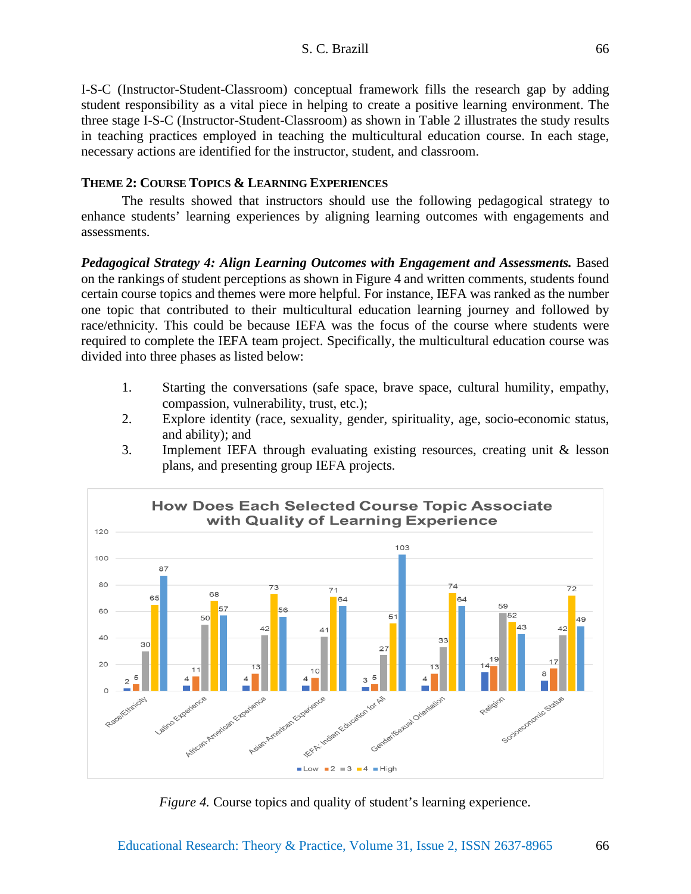I-S-C (Instructor-Student-Classroom) conceptual framework fills the research gap by adding student responsibility as a vital piece in helping to create a positive learning environment. The three stage I-S-C (Instructor-Student-Classroom) as shown in Table 2 illustrates the study results in teaching practices employed in teaching the multicultural education course. In each stage, necessary actions are identified for the instructor, student, and classroom.

### THEME 2: COURSE TOPICS & LEARNING EXPERIENCES

The results showed that instructors should use the following pedagogical strategy to enhance students' learning experiences by aligning learning outcomes with engagements and assessments.

***Pedagogical Strategy 4: Align Learning Outcomes with Engagement and Assessments.*** Based on the rankings of student perceptions as shown in Figure 4 and written comments, students found certain course topics and themes were more helpful. For instance, IEFA was ranked as the number one topic that contributed to their multicultural education learning journey and followed by race/ethnicity. This could be because IEFA was the focus of the course where students were required to complete the IEFA team project. Specifically, the multicultural education course was divided into three phases as listed below:

1. Starting the conversations (safe space, brave space, cultural humility, empathy, compassion, vulnerability, trust, etc.);
2. Explore identity (race, sexuality, gender, spirituality, age, socio-economic status, and ability); and
3. Implement IEFA through evaluating existing resources, creating unit & lesson plans, and presenting group IEFA projects.

**How Does Each Selected Course Topic Associate with Quality of Learning Experience**

| Course Topic | Low | 2 | 3 | 4 | High |
|---|---|---|---|---|---|
| Race/Ethnicity | 2 | 5 | 30 | 65 | 87 |
| Latino Experience | 4 | 11 | 50 | 68 | 57 |
| African-American Experience | 4 | 13 | 42 | 73 | 56 |
| Asian-American Experience | 4 | 10 | 41 | 71 | 64 |
| IEFA: Indian Education for All | 3 | 5 | 27 | 51 | 103 |
| Gender/Sexual Orientation | 4 | 13 | 33 | 74 | 64 |
| Religion | 14 | 19 | 59 | 52 | 43 |
| Socioeconomic Status | 8 | 17 | 42 | 72 | 49 |

*Figure 4.* Course topics and quality of student's learning experience.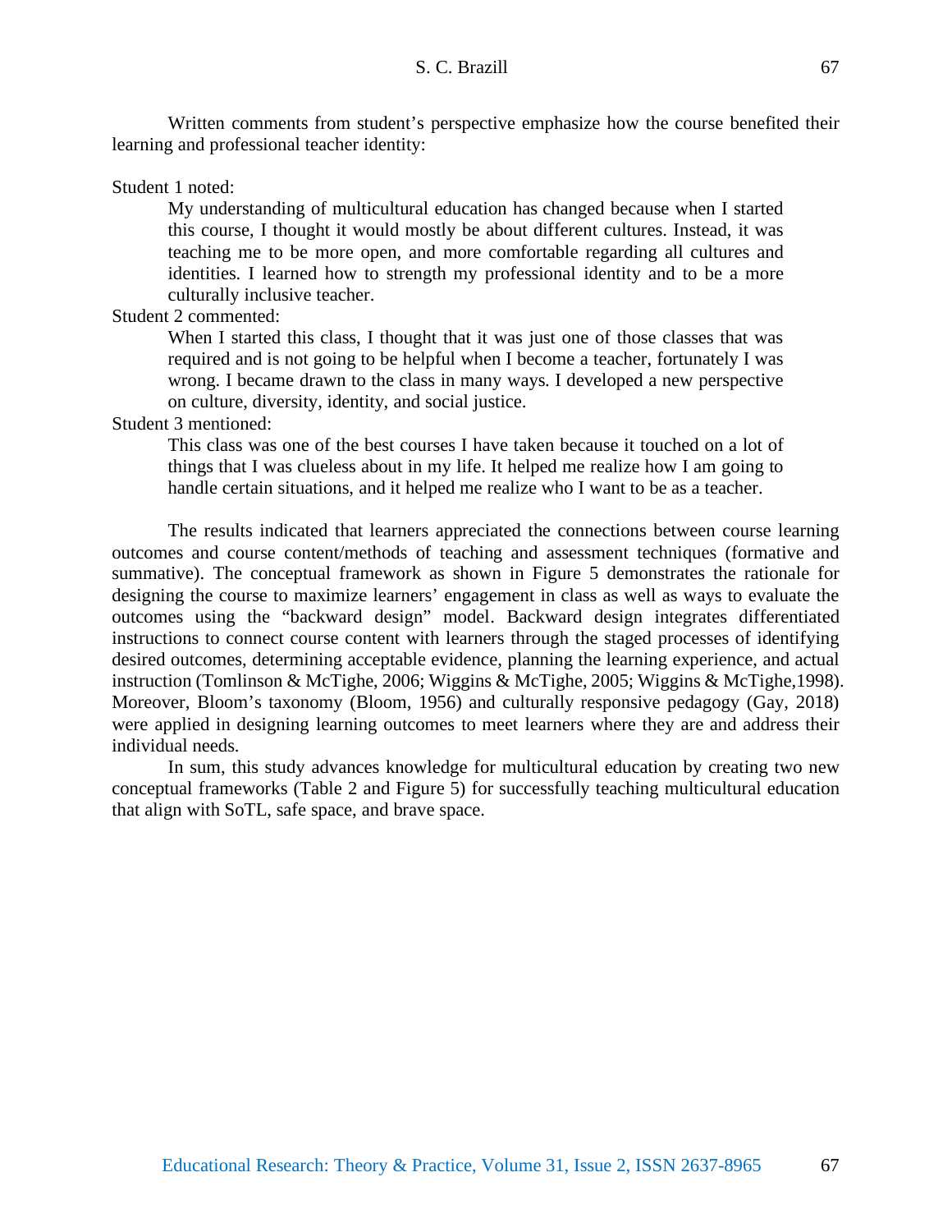Written comments from student's perspective emphasize how the course benefited their learning and professional teacher identity:

Student 1 noted:

> My understanding of multicultural education has changed because when I started this course, I thought it would mostly be about different cultures. Instead, it was teaching me to be more open, and more comfortable regarding all cultures and identities. I learned how to strength my professional identity and to be a more culturally inclusive teacher.

Student 2 commented:

> When I started this class, I thought that it was just one of those classes that was required and is not going to be helpful when I become a teacher, fortunately I was wrong. I became drawn to the class in many ways. I developed a new perspective on culture, diversity, identity, and social justice.

Student 3 mentioned:

> This class was one of the best courses I have taken because it touched on a lot of things that I was clueless about in my life. It helped me realize how I am going to handle certain situations, and it helped me realize who I want to be as a teacher.

The results indicated that learners appreciated the connections between course learning outcomes and course content/methods of teaching and assessment techniques (formative and summative). The conceptual framework as shown in Figure 5 demonstrates the rationale for designing the course to maximize learners' engagement in class as well as ways to evaluate the outcomes using the "backward design" model. Backward design integrates differentiated instructions to connect course content with learners through the staged processes of identifying desired outcomes, determining acceptable evidence, planning the learning experience, and actual instruction (Tomlinson & McTighe, 2006; Wiggins & McTighe, 2005; Wiggins & McTighe,1998). Moreover, Bloom's taxonomy (Bloom, 1956) and culturally responsive pedagogy (Gay, 2018) were applied in designing learning outcomes to meet learners where they are and address their individual needs.

In sum, this study advances knowledge for multicultural education by creating two new conceptual frameworks (Table 2 and Figure 5) for successfully teaching multicultural education that align with SoTL, safe space, and brave space.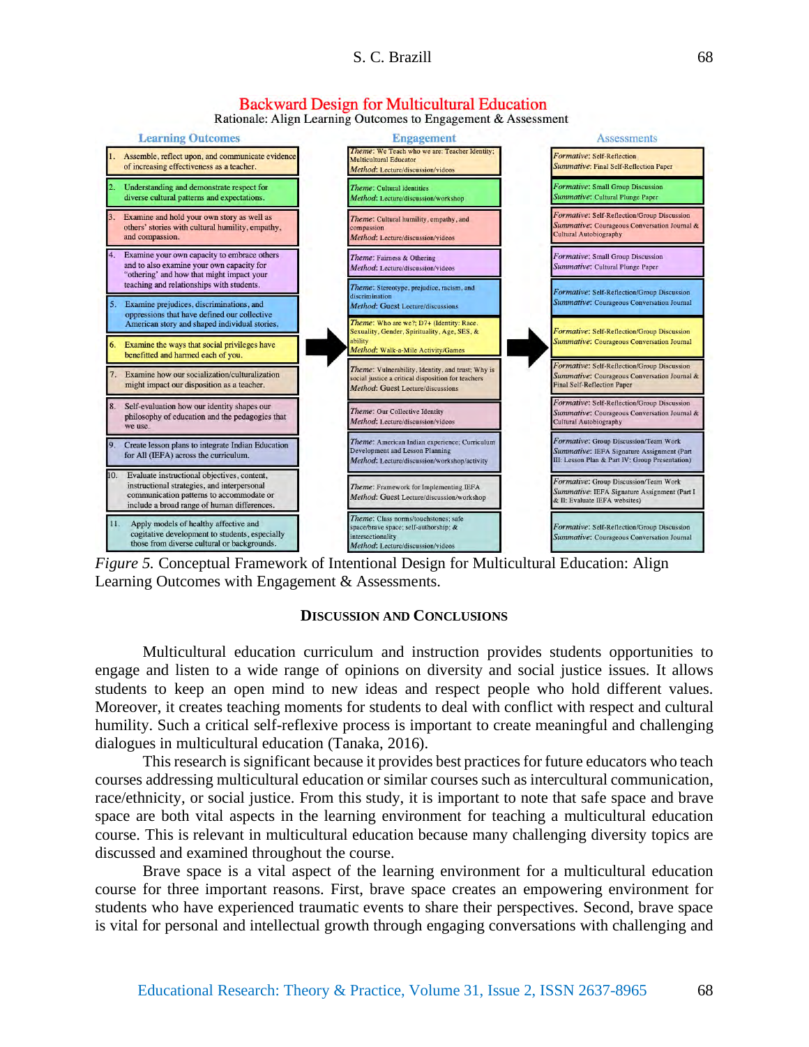## Backward Design for Multicultural Education

Rationale: Align Learning Outcomes to Engagement & Assessment

| Learning Outcomes | Engagement | Assessments |
|---|---|---|
| 1. Assemble, reflect upon, and communicate evidence of increasing effectiveness as a teacher. | *Theme*: We Teach who we are: Teacher Identity; Multicultural Educator *Method*: Lecture/discussion/videos | *Formative*: Self-Reflection *Summative*: Final Self-Reflection Paper |
| 2. Understanding and demonstrate respect for diverse cultural patterns and expectations. | *Theme*: Cultural identities *Method*: Lecture/discussion/workshop | *Formative*: Small Group Discussion *Summative*: Cultural Plunge Paper |
| 3. Examine and hold your own story as well as others' stories with cultural humility, empathy, and compassion. | *Theme*: Cultural humility, empathy, and compassion *Method*: Lecture/discussion/videos | *Formative*: Self-Reflection/Group Discussion *Summative*: Courageous Conversation Journal & Cultural Autobiography |
| 4. Examine your own capacity to embrace others and to also examine your own capacity for "othering" and how that might impact your teaching and relationships with students. | *Theme*: Fairness & Othering *Method*: Lecture/discussion/videos | *Formative*: Small Group Discussion *Summative*: Cultural Plunge Paper |
| 5. Examine prejudices, discriminations, and oppressions that have defined our collective American story and shaped individual stories. | *Theme*: Stereotype, prejudice, racism, and discrimination *Method*: Guest Lecture/discussions | *Formative*: Self-Reflection/Group Discussion *Summative*: Courageous Conversation Journal |
| 6. Examine the ways that social privileges have benefitted and harmed each of you. | *Theme*: Who are we?; D7+ (Identity: Race, Sexuality, Gender, Spirituality, Age, SES, & ability *Method*: Walk-a-Mile Activity/Games | *Formative*: Self-Reflection/Group Discussion *Summative*: Courageous Conversation Journal |
| 7. Examine how our socialization/culturalization might impact our disposition as a teacher. | *Theme*: Vulnerability, Identity, and trust: Why is social justice a critical disposition for teachers *Method*: Guest Lecture/discussions | *Formative*: Self-Reflection/Group Discussion *Summative*: Courageous Conversation Journal & Final Self-Reflection Paper |
| 8. Self-evaluation how our identity shapes our philosophy of education and the pedagogies that we use. | *Theme*: Our Collective Identity *Method*: Lecture/discussion/videos | *Formative*: Self-Reflection/Group Discussion *Summative*: Courageous Conversation Journal & Cultural Autobiography |
| 9. Create lesson plans to integrate Indian Education for All (IEFA) across the curriculum. | *Theme*: American Indian experience; Curriculum Development and Lesson Planning *Method*: Lecture/discussion/workshop/activity | *Formative*: Group Discussion/Team Work *Summative*: IEFA Signature Assignment (Part III: Lesson Plan & Part IV: Group Presentation) |
| 10. Evaluate instructional objectives, content, instructional strategies, and interpersonal communication patterns to accommodate or include a broad range of human differences. | *Theme*: Framework for Implementing IEFA *Method*: Guest Lecture/discussion/workshop | *Formative*: Group Discussion/Team Work *Summative*: IEFA Signature Assignment (Part I & II: Evaluate IEFA websites) |
| 11. Apply models of healthy affective and cogitative development to students, especially those from diverse cultural or backgrounds. | *Theme*: Class norms/touchstones; safe space/brave space; self-authorship; & intersectionality *Method*: Lecture/discussion/videos | *Formative*: Self-Reflection/Group Discussion *Summative*: Courageous Conversation Journal |

*Figure 5.* Conceptual Framework of Intentional Design for Multicultural Education: Align Learning Outcomes with Engagement & Assessments.

## Discussion and Conclusions

Multicultural education curriculum and instruction provides students opportunities to engage and listen to a wide range of opinions on diversity and social justice issues. It allows students to keep an open mind to new ideas and respect people who hold different values. Moreover, it creates teaching moments for students to deal with conflict with respect and cultural humility. Such a critical self-reflexive process is important to create meaningful and challenging dialogues in multicultural education (Tanaka, 2016).

This research is significant because it provides best practices for future educators who teach courses addressing multicultural education or similar courses such as intercultural communication, race/ethnicity, or social justice. From this study, it is important to note that safe space and brave space are both vital aspects in the learning environment for teaching a multicultural education course. This is relevant in multicultural education because many challenging diversity topics are discussed and examined throughout the course.

Brave space is a vital aspect of the learning environment for a multicultural education course for three important reasons. First, brave space creates an empowering environment for students who have experienced traumatic events to share their perspectives. Second, brave space is vital for personal and intellectual growth through engaging conversations with challenging and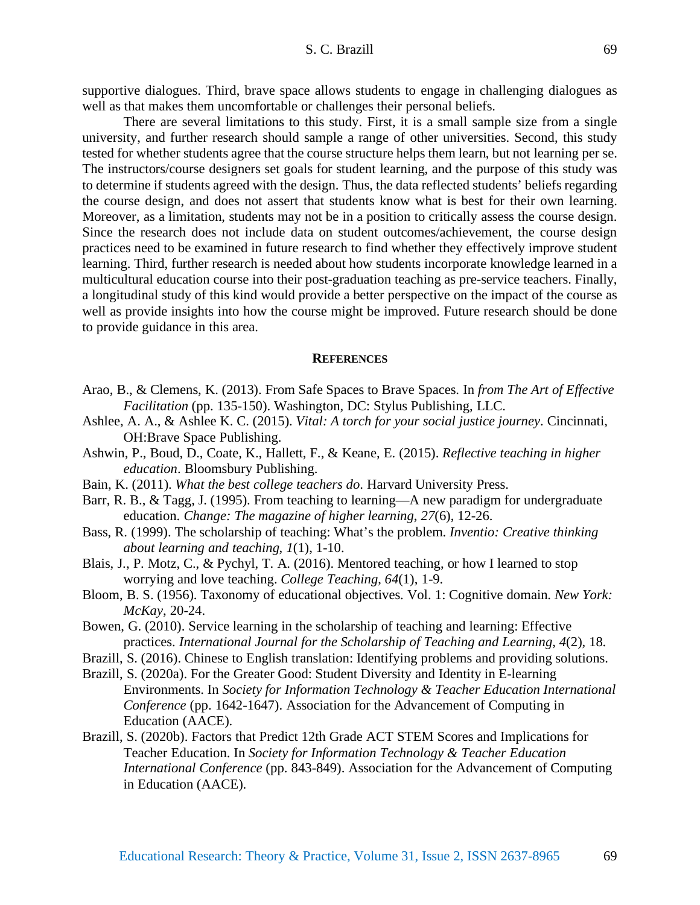supportive dialogues. Third, brave space allows students to engage in challenging dialogues as well as that makes them uncomfortable or challenges their personal beliefs.

There are several limitations to this study. First, it is a small sample size from a single university, and further research should sample a range of other universities. Second, this study tested for whether students agree that the course structure helps them learn, but not learning per se. The instructors/course designers set goals for student learning, and the purpose of this study was to determine if students agreed with the design. Thus, the data reflected students' beliefs regarding the course design, and does not assert that students know what is best for their own learning. Moreover, as a limitation, students may not be in a position to critically assess the course design. Since the research does not include data on student outcomes/achievement, the course design practices need to be examined in future research to find whether they effectively improve student learning. Third, further research is needed about how students incorporate knowledge learned in a multicultural education course into their post-graduation teaching as pre-service teachers. Finally, a longitudinal study of this kind would provide a better perspective on the impact of the course as well as provide insights into how the course might be improved. Future research should be done to provide guidance in this area.

## REFERENCES

Arao, B., & Clemens, K. (2013). From Safe Spaces to Brave Spaces. In *from The Art of Effective Facilitation* (pp. 135-150). Washington, DC: Stylus Publishing, LLC.

Ashlee, A. A., & Ashlee K. C. (2015). *Vital: A torch for your social justice journey*. Cincinnati, OH:Brave Space Publishing.

Ashwin, P., Boud, D., Coate, K., Hallett, F., & Keane, E. (2015). *Reflective teaching in higher education*. Bloomsbury Publishing.

Bain, K. (2011). *What the best college teachers do*. Harvard University Press.

Barr, R. B., & Tagg, J. (1995). From teaching to learning—A new paradigm for undergraduate education. *Change: The magazine of higher learning*, *27*(6), 12-26.

Bass, R. (1999). The scholarship of teaching: What's the problem. *Inventio: Creative thinking about learning and teaching*, *1*(1), 1-10.

Blais, J., P. Motz, C., & Pychyl, T. A. (2016). Mentored teaching, or how I learned to stop worrying and love teaching. *College Teaching*, *64*(1), 1-9.

Bloom, B. S. (1956). Taxonomy of educational objectives. Vol. 1: Cognitive domain. *New York: McKay*, 20-24.

Bowen, G. (2010). Service learning in the scholarship of teaching and learning: Effective practices. *International Journal for the Scholarship of Teaching and Learning*, *4*(2), 18.

Brazill, S. (2016). Chinese to English translation: Identifying problems and providing solutions.

Brazill, S. (2020a). For the Greater Good: Student Diversity and Identity in E-learning Environments. In *Society for Information Technology & Teacher Education International Conference* (pp. 1642-1647). Association for the Advancement of Computing in Education (AACE).

Brazill, S. (2020b). Factors that Predict 12th Grade ACT STEM Scores and Implications for Teacher Education. In *Society for Information Technology & Teacher Education International Conference* (pp. 843-849). Association for the Advancement of Computing in Education (AACE).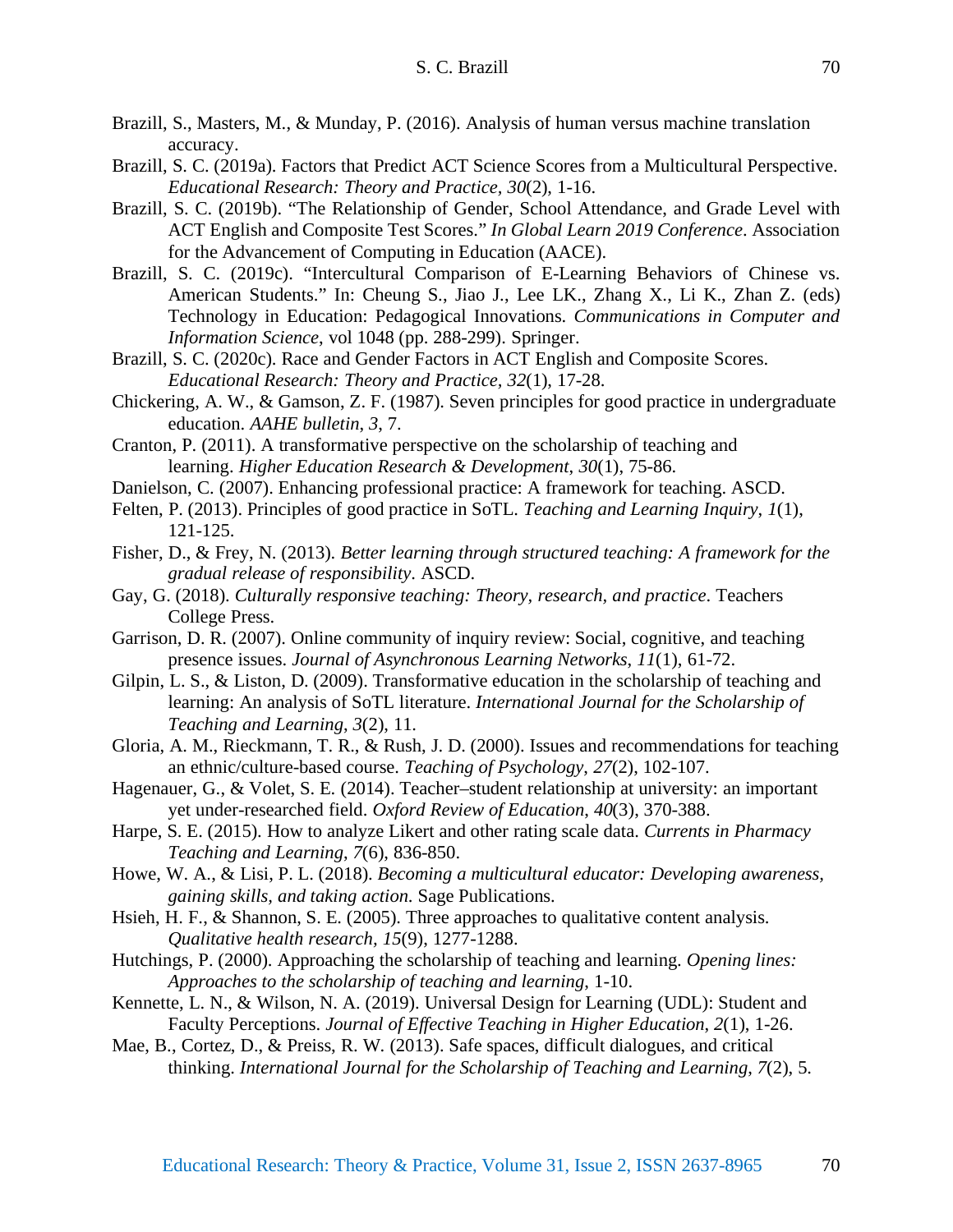Brazill, S., Masters, M., & Munday, P. (2016). Analysis of human versus machine translation accuracy.

Brazill, S. C. (2019a). Factors that Predict ACT Science Scores from a Multicultural Perspective. *Educational Research: Theory and Practice*, *30*(2), 1-16.

Brazill, S. C. (2019b). "The Relationship of Gender, School Attendance, and Grade Level with ACT English and Composite Test Scores." *In Global Learn 2019 Conference*. Association for the Advancement of Computing in Education (AACE).

Brazill, S. C. (2019c). "Intercultural Comparison of E-Learning Behaviors of Chinese vs. American Students." In: Cheung S., Jiao J., Lee LK., Zhang X., Li K., Zhan Z. (eds) Technology in Education: Pedagogical Innovations. *Communications in Computer and Information Science*, vol 1048 (pp. 288-299). Springer.

Brazill, S. C. (2020c). Race and Gender Factors in ACT English and Composite Scores. *Educational Research: Theory and Practice, 32*(1), 17-28.

Chickering, A. W., & Gamson, Z. F. (1987). Seven principles for good practice in undergraduate education. *AAHE bulletin*, *3*, 7.

Cranton, P. (2011). A transformative perspective on the scholarship of teaching and learning. *Higher Education Research & Development*, *30*(1), 75-86.

Danielson, C. (2007). Enhancing professional practice: A framework for teaching. ASCD.

Felten, P. (2013). Principles of good practice in SoTL. *Teaching and Learning Inquiry*, *1*(1), 121-125.

Fisher, D., & Frey, N. (2013). *Better learning through structured teaching: A framework for the gradual release of responsibility*. ASCD.

Gay, G. (2018). *Culturally responsive teaching: Theory, research, and practice*. Teachers College Press.

Garrison, D. R. (2007). Online community of inquiry review: Social, cognitive, and teaching presence issues. *Journal of Asynchronous Learning Networks*, *11*(1), 61-72.

Gilpin, L. S., & Liston, D. (2009). Transformative education in the scholarship of teaching and learning: An analysis of SoTL literature. *International Journal for the Scholarship of Teaching and Learning*, *3*(2), 11.

Gloria, A. M., Rieckmann, T. R., & Rush, J. D. (2000). Issues and recommendations for teaching an ethnic/culture-based course. *Teaching of Psychology*, *27*(2), 102-107.

Hagenauer, G., & Volet, S. E. (2014). Teacher–student relationship at university: an important yet under-researched field. *Oxford Review of Education*, *40*(3), 370-388.

Harpe, S. E. (2015). How to analyze Likert and other rating scale data. *Currents in Pharmacy Teaching and Learning*, *7*(6), 836-850.

Howe, W. A., & Lisi, P. L. (2018). *Becoming a multicultural educator: Developing awareness, gaining skills, and taking action*. Sage Publications.

Hsieh, H. F., & Shannon, S. E. (2005). Three approaches to qualitative content analysis. *Qualitative health research*, *15*(9), 1277-1288.

Hutchings, P. (2000). Approaching the scholarship of teaching and learning. *Opening lines: Approaches to the scholarship of teaching and learning*, 1-10.

Kennette, L. N., & Wilson, N. A. (2019). Universal Design for Learning (UDL): Student and Faculty Perceptions. *Journal of Effective Teaching in Higher Education*, *2*(1), 1-26.

Mae, B., Cortez, D., & Preiss, R. W. (2013). Safe spaces, difficult dialogues, and critical thinking. *International Journal for the Scholarship of Teaching and Learning*, *7*(2), 5.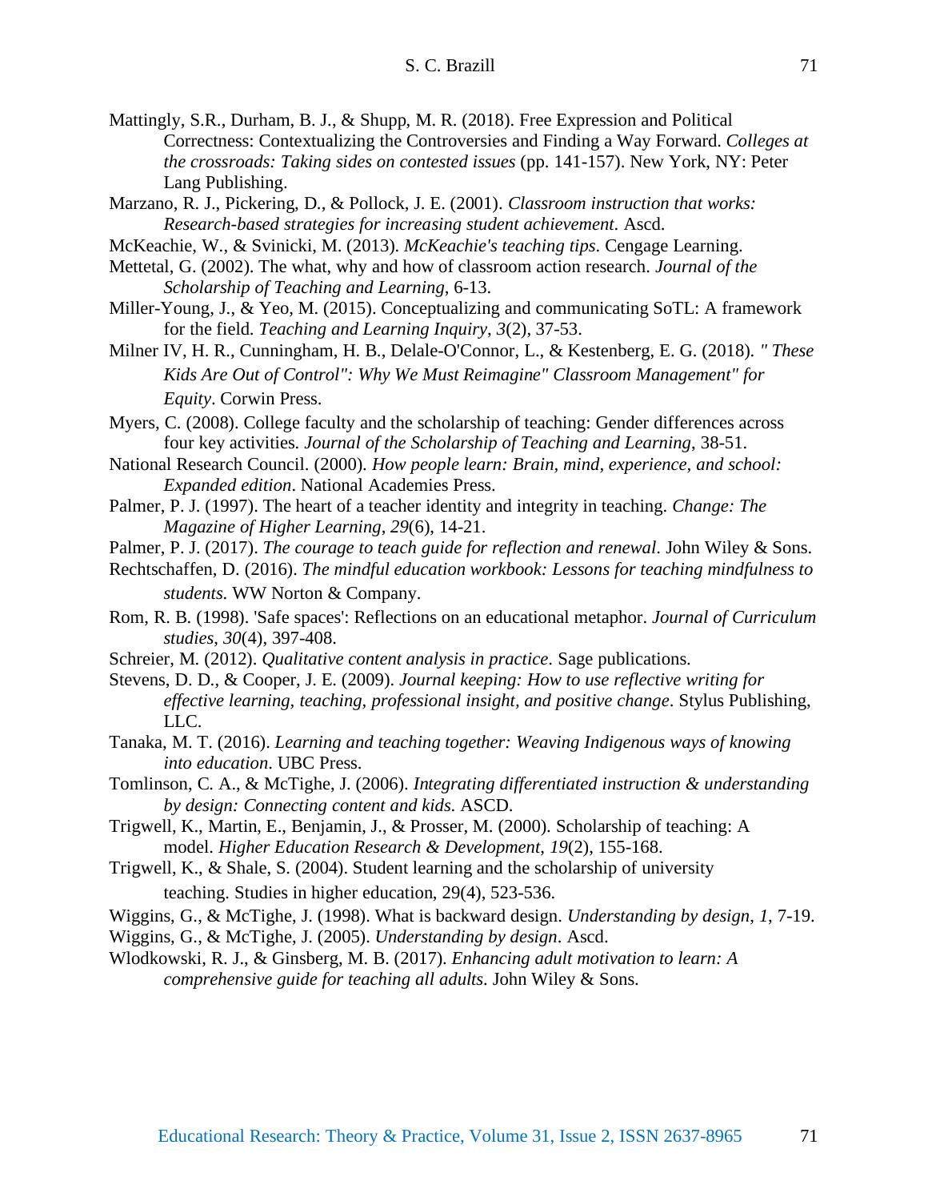Mattingly, S.R., Durham, B. J., & Shupp, M. R. (2018). Free Expression and Political Correctness: Contextualizing the Controversies and Finding a Way Forward. *Colleges at the crossroads: Taking sides on contested issues* (pp. 141-157). New York, NY: Peter Lang Publishing.

Marzano, R. J., Pickering, D., & Pollock, J. E. (2001). *Classroom instruction that works: Research-based strategies for increasing student achievement*. Ascd.

McKeachie, W., & Svinicki, M. (2013). *McKeachie's teaching tips*. Cengage Learning.

Mettetal, G. (2002). The what, why and how of classroom action research. *Journal of the Scholarship of Teaching and Learning*, 6-13.

Miller-Young, J., & Yeo, M. (2015). Conceptualizing and communicating SoTL: A framework for the field. *Teaching and Learning Inquiry*, *3*(2), 37-53.

Milner IV, H. R., Cunningham, H. B., Delale-O'Connor, L., & Kestenberg, E. G. (2018). *" These Kids Are Out of Control": Why We Must Reimagine" Classroom Management" for Equity*. Corwin Press.

Myers, C. (2008). College faculty and the scholarship of teaching: Gender differences across four key activities. *Journal of the Scholarship of Teaching and Learning*, 38-51.

National Research Council. (2000). *How people learn: Brain, mind, experience, and school: Expanded edition*. National Academies Press.

Palmer, P. J. (1997). The heart of a teacher identity and integrity in teaching. *Change: The Magazine of Higher Learning*, *29*(6), 14-21.

Palmer, P. J. (2017). *The courage to teach guide for reflection and renewal*. John Wiley & Sons.

Rechtschaffen, D. (2016). *The mindful education workbook: Lessons for teaching mindfulness to students*. WW Norton & Company.

Rom, R. B. (1998). 'Safe spaces': Reflections on an educational metaphor. *Journal of Curriculum studies*, *30*(4), 397-408.

Schreier, M. (2012). *Qualitative content analysis in practice*. Sage publications.

Stevens, D. D., & Cooper, J. E. (2009). *Journal keeping: How to use reflective writing for effective learning, teaching, professional insight, and positive change*. Stylus Publishing, LLC.

Tanaka, M. T. (2016). *Learning and teaching together: Weaving Indigenous ways of knowing into education*. UBC Press.

Tomlinson, C. A., & McTighe, J. (2006). *Integrating differentiated instruction & understanding by design: Connecting content and kids.* ASCD.

Trigwell, K., Martin, E., Benjamin, J., & Prosser, M. (2000). Scholarship of teaching: A model. *Higher Education Research & Development, 19*(2), 155-168.

Trigwell, K., & Shale, S. (2004). Student learning and the scholarship of university teaching. Studies in higher education, 29(4), 523-536.

Wiggins, G., & McTighe, J. (1998). What is backward design. *Understanding by design*, *1*, 7-19.

Wiggins, G., & McTighe, J. (2005). *Understanding by design*. Ascd.

Wlodkowski, R. J., & Ginsberg, M. B. (2017). *Enhancing adult motivation to learn: A comprehensive guide for teaching all adults*. John Wiley & Sons.